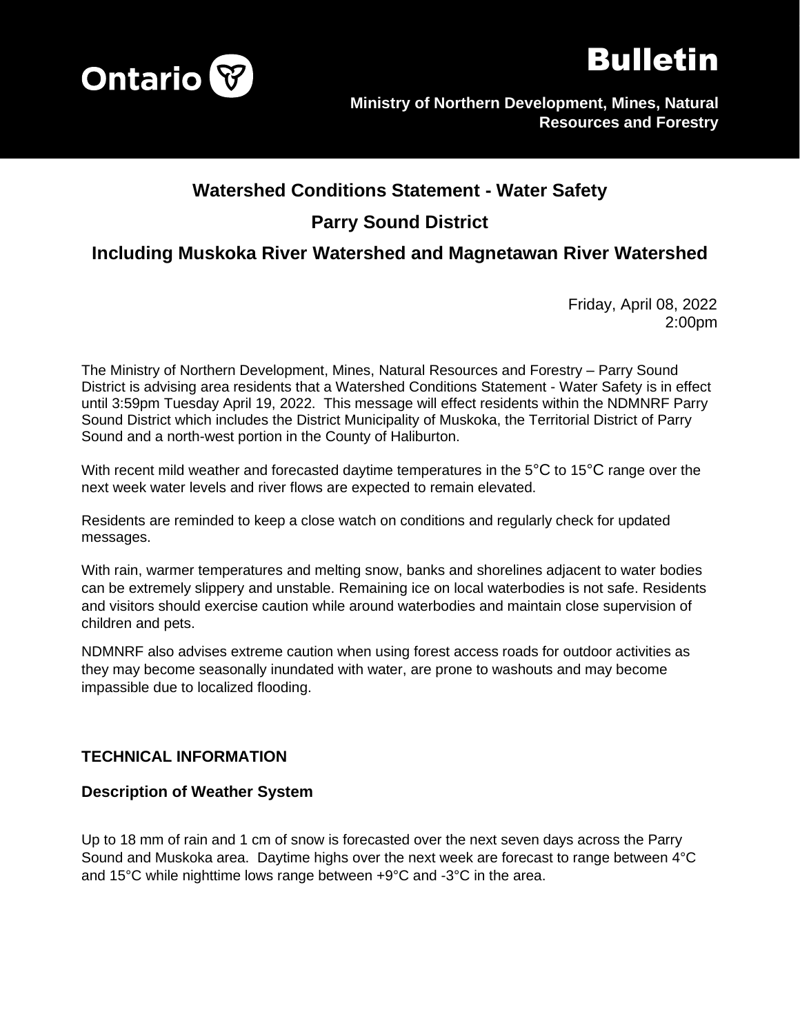Ontario

# Bulletin

**Ministry of Northern Development, Mines, Natural Resources and Forestry**

## Watershed Conditions Statement - Water Safety

## Parry Sound District

## Including Muskoka River Watershed and Magnetawan River Watershed

Friday, April 08, 2022
2:00pm

The Ministry of Northern Development, Mines, Natural Resources and Forestry – Parry Sound District is advising area residents that a Watershed Conditions Statement - Water Safety is in effect until 3:59pm Tuesday April 19, 2022. This message will effect residents within the NDMNRF Parry Sound District which includes the District Municipality of Muskoka, the Territorial District of Parry Sound and a north-west portion in the County of Haliburton.

With recent mild weather and forecasted daytime temperatures in the 5°C to 15°C range over the next week water levels and river flows are expected to remain elevated.

Residents are reminded to keep a close watch on conditions and regularly check for updated messages.

With rain, warmer temperatures and melting snow, banks and shorelines adjacent to water bodies can be extremely slippery and unstable. Remaining ice on local waterbodies is not safe. Residents and visitors should exercise caution while around waterbodies and maintain close supervision of children and pets.

NDMNRF also advises extreme caution when using forest access roads for outdoor activities as they may become seasonally inundated with water, are prone to washouts and may become impassible due to localized flooding.

### TECHNICAL INFORMATION

### Description of Weather System

Up to 18 mm of rain and 1 cm of snow is forecasted over the next seven days across the Parry Sound and Muskoka area. Daytime highs over the next week are forecast to range between 4°C and 15°C while nighttime lows range between +9°C and -3°C in the area.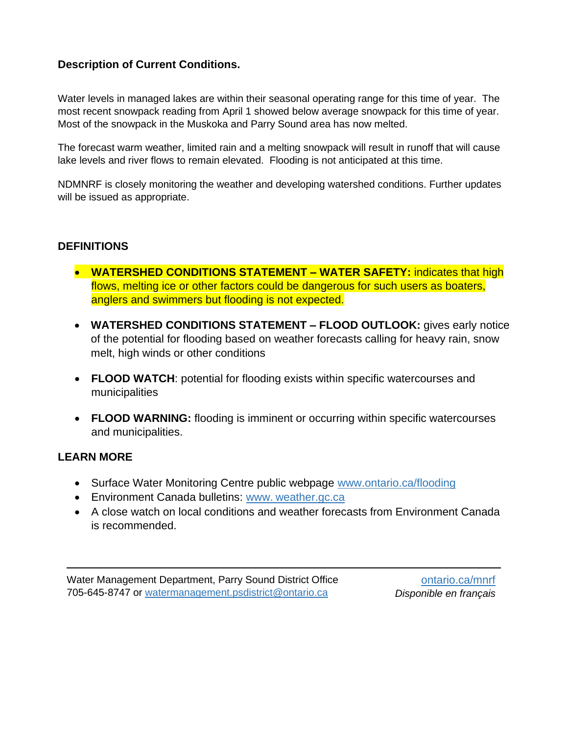**Description of Current Conditions.**

Water levels in managed lakes are within their seasonal operating range for this time of year. The most recent snowpack reading from April 1 showed below average snowpack for this time of year. Most of the snowpack in the Muskoka and Parry Sound area has now melted.

The forecast warm weather, limited rain and a melting snowpack will result in runoff that will cause lake levels and river flows to remain elevated. Flooding is not anticipated at this time.

NDMNRF is closely monitoring the weather and developing watershed conditions. Further updates will be issued as appropriate.

**DEFINITIONS**

- **WATERSHED CONDITIONS STATEMENT – WATER SAFETY:** indicates that high flows, melting ice or other factors could be dangerous for such users as boaters, anglers and swimmers but flooding is not expected.
- **WATERSHED CONDITIONS STATEMENT – FLOOD OUTLOOK:** gives early notice of the potential for flooding based on weather forecasts calling for heavy rain, snow melt, high winds or other conditions
- **FLOOD WATCH**: potential for flooding exists within specific watercourses and municipalities
- **FLOOD WARNING:** flooding is imminent or occurring within specific watercourses and municipalities.

**LEARN MORE**

- Surface Water Monitoring Centre public webpage www.ontario.ca/flooding
- Environment Canada bulletins: www. weather.gc.ca
- A close watch on local conditions and weather forecasts from Environment Canada is recommended.

---

Water Management Department, Parry Sound District Office
705-645-8747 or watermanagement.psdistrict@ontario.ca

ontario.ca/mnrf
*Disponible en français*